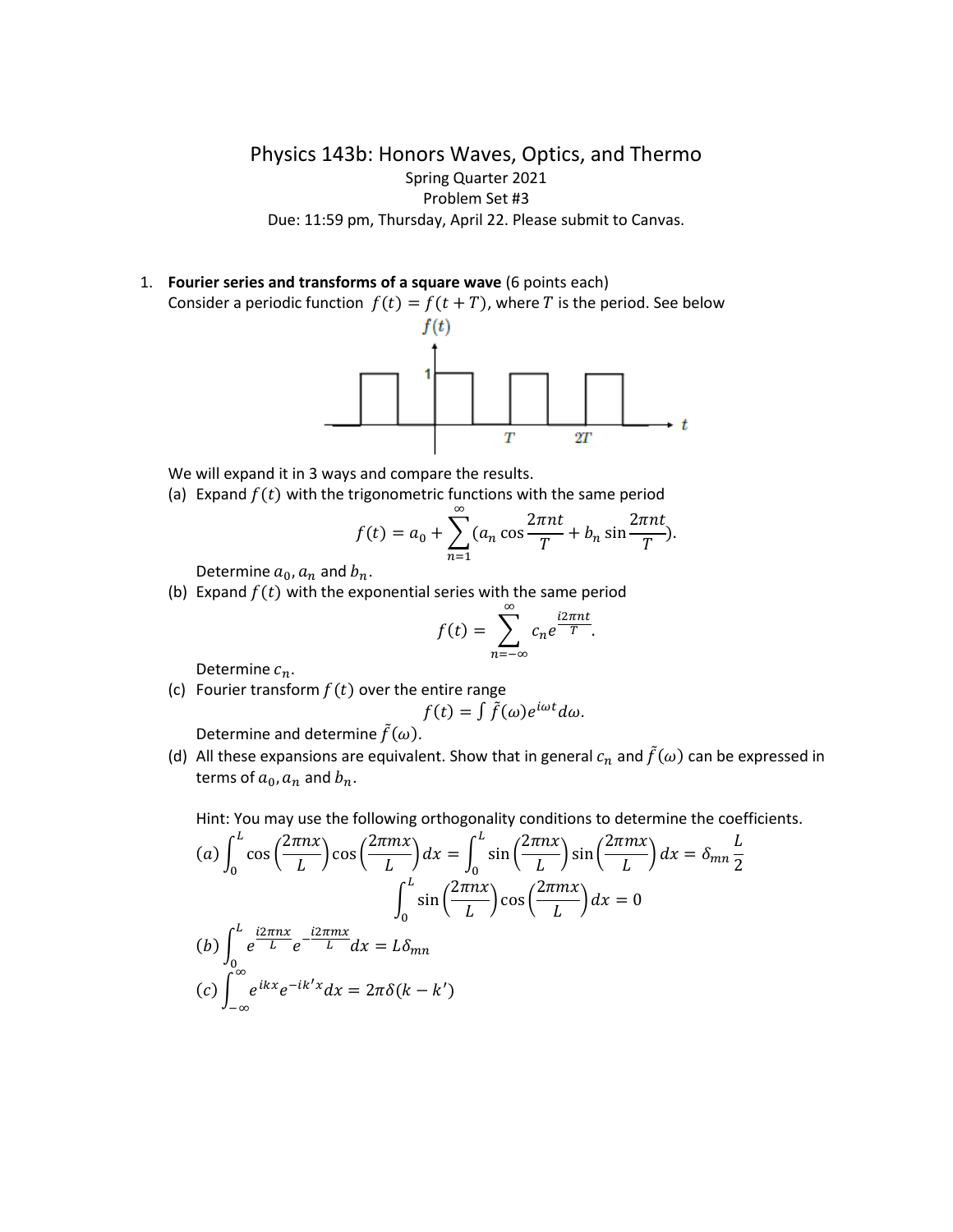# Physics 143b: Honors Waves, Optics, and Thermo

Spring Quarter 2021

Problem Set #3

Due: 11:59 pm, Thursday, April 22. Please submit to Canvas.

1. **Fourier series and transforms of a square wave** (6 points each)

   Consider a periodic function $f(t) = f(t + T)$, where $T$ is the period. See below

   We will expand it in 3 ways and compare the results.

   (a) Expand $f(t)$ with the trigonometric functions with the same period

   $$f(t) = a_0 + \sum_{n=1}^{\infty}(a_n \cos\frac{2\pi nt}{T} + b_n \sin\frac{2\pi nt}{T}).$$

   Determine $a_0, a_n$ and $b_n$.

   (b) Expand $f(t)$ with the exponential series with the same period

   $$f(t) = \sum_{n=-\infty}^{\infty} c_n e^{\frac{i2\pi nt}{T}}.$$

   Determine $c_n$.

   (c) Fourier transform $f(t)$ over the entire range

   $$f(t) = \int \tilde{f}(\omega)e^{i\omega t}d\omega.$$

   Determine and determine $\tilde{f}(\omega)$.

   (d) All these expansions are equivalent. Show that in general $c_n$ and $\tilde{f}(\omega)$ can be expressed in terms of $a_0, a_n$ and $b_n$.

   Hint: You may use the following orthogonality conditions to determine the coefficients.

   $$(a) \int_0^L \cos\left(\frac{2\pi nx}{L}\right)\cos\left(\frac{2\pi mx}{L}\right)dx = \int_0^L \sin\left(\frac{2\pi nx}{L}\right)\sin\left(\frac{2\pi mx}{L}\right)dx = \delta_{mn}\frac{L}{2}$$

   $$\int_0^L \sin\left(\frac{2\pi nx}{L}\right)\cos\left(\frac{2\pi mx}{L}\right)dx = 0$$

   $$(b) \int_0^L e^{\frac{i2\pi nx}{L}}e^{-\frac{i2\pi mx}{L}}dx = L\delta_{mn}$$

   $$(c) \int_{-\infty}^{\infty} e^{ikx}e^{-ik'x}dx = 2\pi\delta(k - k')$$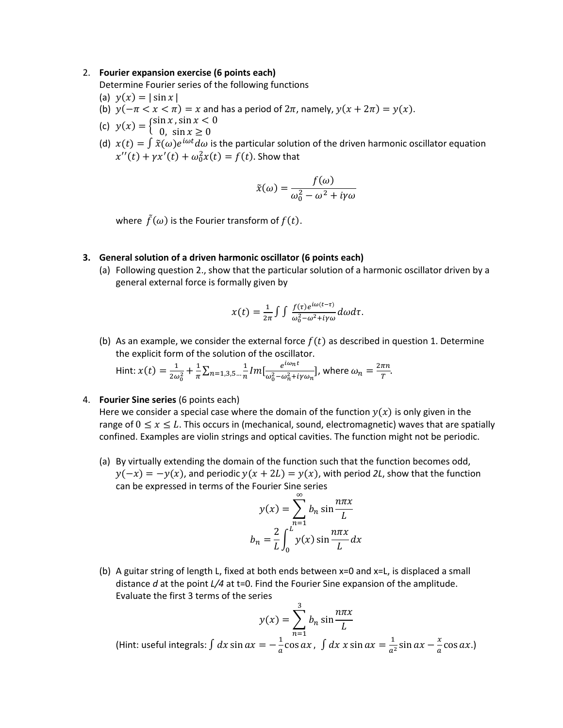2. **Fourier expansion exercise (6 points each)**

   Determine Fourier series of the following functions

   (a) $y(x) = |\sin x|$

   (b) $y(-\pi < x < \pi) = x$ and has a period of $2\pi$, namely, $y(x + 2\pi) = y(x)$.

   (c) $y(x) = \begin{cases} \sin x, \sin x < 0 \\ 0, \ \sin x \geq 0 \end{cases}$

   (d) $x(t) = \int \tilde{x}(\omega) e^{i\omega t} d\omega$ is the particular solution of the driven harmonic oscillator equation $x''(t) + \gamma x'(t) + \omega_0^2 x(t) = f(t)$. Show that

$$\tilde{x}(\omega) = \frac{f(\omega)}{\omega_0^2 - \omega^2 + i\gamma\omega}$$

   where $\tilde{f}(\omega)$ is the Fourier transform of $f(t)$.

3. **General solution of a driven harmonic oscillator (6 points each)**

   (a) Following question 2., show that the particular solution of a harmonic oscillator driven by a general external force is formally given by

$$x(t) = \frac{1}{2\pi} \int \int \frac{f(\tau) e^{i\omega(t-\tau)}}{\omega_0^2 - \omega^2 + i\gamma\omega} d\omega d\tau.$$

   (b) As an example, we consider the external force $f(t)$ as described in question 1. Determine the explicit form of the solution of the oscillator.

   Hint: $x(t) = \frac{1}{2\omega_0^2} + \frac{1}{\pi} \sum_{n=1,3,5\ldots} \frac{1}{n} Im[\frac{e^{i\omega_n t}}{\omega_0^2 - \omega_n^2 + i\gamma\omega_n}]$, where $\omega_n = \frac{2\pi n}{T}$.

4. **Fourier Sine series** (6 points each)

   Here we consider a special case where the domain of the function $y(x)$ is only given in the range of $0 \leq x \leq L$. This occurs in (mechanical, sound, electromagnetic) waves that are spatially confined. Examples are violin strings and optical cavities. The function might not be periodic.

   (a) By virtually extending the domain of the function such that the function becomes odd, $y(-x) = -y(x)$, and periodic $y(x + 2L) = y(x)$, with period $2L$, show that the function can be expressed in terms of the Fourier Sine series

$$y(x) = \sum_{n=1}^{\infty} b_n \sin \frac{n\pi x}{L}$$

$$b_n = \frac{2}{L} \int_0^L y(x) \sin \frac{n\pi x}{L} dx$$

   (b) A guitar string of length L, fixed at both ends between x=0 and x=L, is displaced a small distance $d$ at the point $L/4$ at t=0. Find the Fourier Sine expansion of the amplitude. Evaluate the first 3 terms of the series

$$y(x) = \sum_{n=1}^{3} b_n \sin \frac{n\pi x}{L}$$

   (Hint: useful integrals: $\int dx \sin ax = -\frac{1}{a} \cos ax$, $\int dx \, x \sin ax = \frac{1}{a^2} \sin ax - \frac{x}{a} \cos ax$.)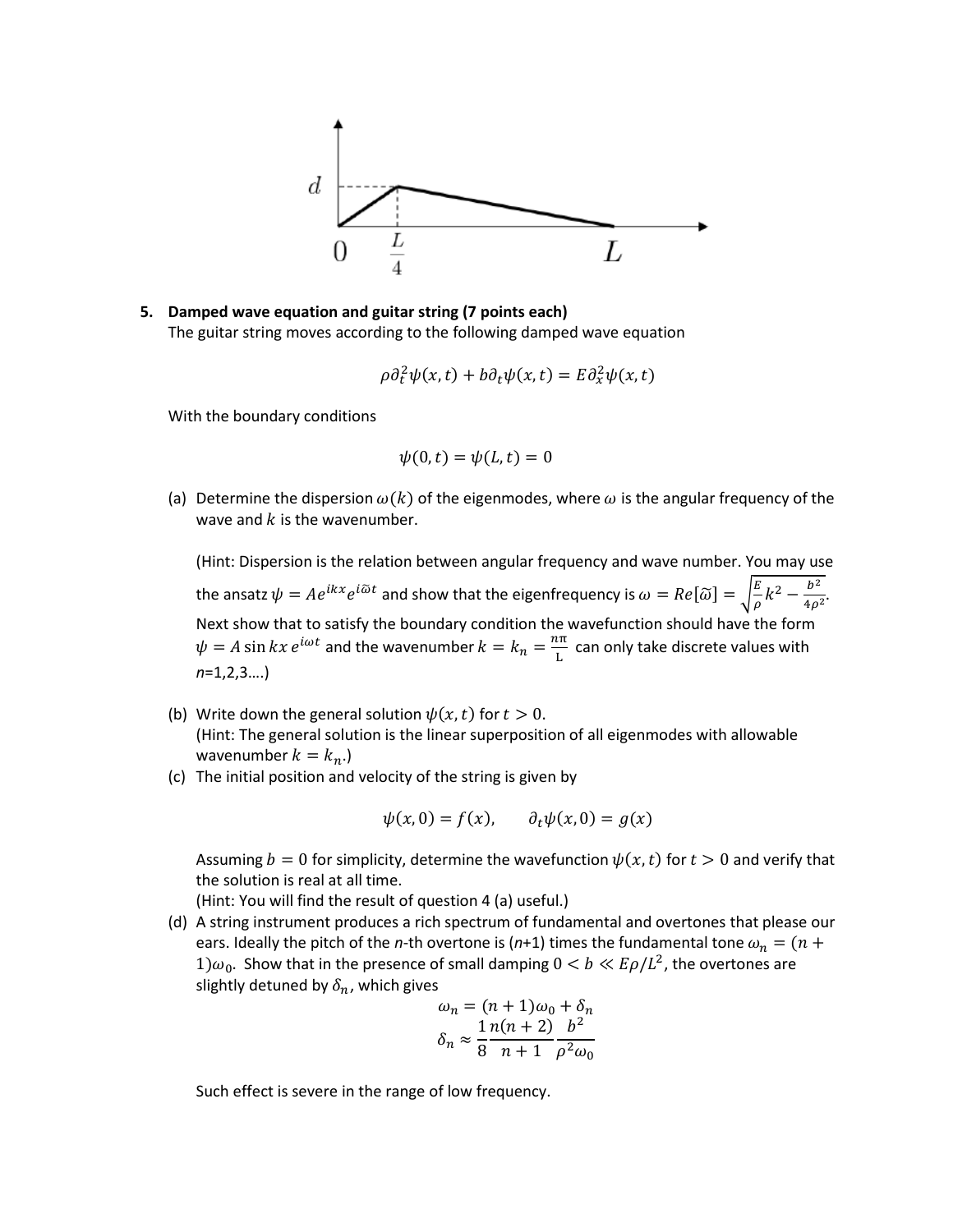d

0

$\frac{L}{4}$

L

5. **Damped wave equation and guitar string (7 points each)**

The guitar string moves according to the following damped wave equation

$$\rho \partial_t^2 \psi(x,t) + b \partial_t \psi(x,t) = E \partial_x^2 \psi(x,t)$$

With the boundary conditions

$$\psi(0,t) = \psi(L,t) = 0$$

(a) Determine the dispersion $\omega(k)$ of the eigenmodes, where $\omega$ is the angular frequency of the wave and $k$ is the wavenumber.

(Hint: Dispersion is the relation between angular frequency and wave number. You may use the ansatz $\psi = Ae^{ikx}e^{i\tilde{\omega}t}$ and show that the eigenfrequency is $\omega = Re[\tilde{\omega}] = \sqrt{\frac{E}{\rho}k^2 - \frac{b^2}{4\rho^2}}$. Next show that to satisfy the boundary condition the wavefunction should have the form $\psi = A \sin kx \, e^{i\omega t}$ and the wavenumber $k = k_n = \frac{n\pi}{L}$ can only take discrete values with $n$=1,2,3….)

(b) Write down the general solution $\psi(x,t)$ for $t > 0$.
(Hint: The general solution is the linear superposition of all eigenmodes with allowable wavenumber $k = k_n$.)

(c) The initial position and velocity of the string is given by

$$\psi(x,0) = f(x), \qquad \partial_t \psi(x,0) = g(x)$$

Assuming $b = 0$ for simplicity, determine the wavefunction $\psi(x,t)$ for $t > 0$ and verify that the solution is real at all time.
(Hint: You will find the result of question 4 (a) useful.)

(d) A string instrument produces a rich spectrum of fundamental and overtones that please our ears. Ideally the pitch of the $n$-th overtone is ($n$+1) times the fundamental tone $\omega_n = (n+1)\omega_0$. Show that in the presence of small damping $0 < b \ll E\rho/L^2$, the overtones are slightly detuned by $\delta_n$, which gives

$$\omega_n = (n+1)\omega_0 + \delta_n$$
$$\delta_n \approx \frac{1}{8}\frac{n(n+2)}{n+1}\frac{b^2}{\rho^2\omega_0}$$

Such effect is severe in the range of low frequency.